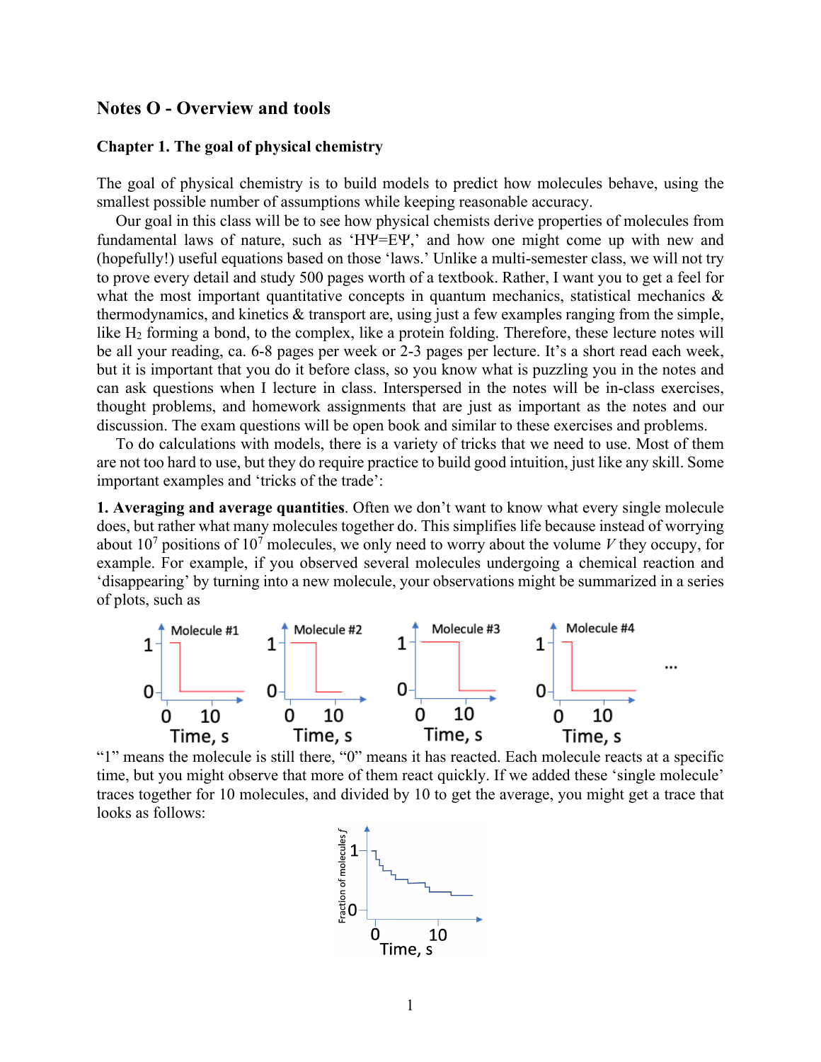# Notes O - Overview and tools

## Chapter 1. The goal of physical chemistry

The goal of physical chemistry is to build models to predict how molecules behave, using the smallest possible number of assumptions while keeping reasonable accuracy.

Our goal in this class will be to see how physical chemists derive properties of molecules from fundamental laws of nature, such as 'HΨ=EΨ,' and how one might come up with new and (hopefully!) useful equations based on those 'laws.' Unlike a multi-semester class, we will not try to prove every detail and study 500 pages worth of a textbook. Rather, I want you to get a feel for what the most important quantitative concepts in quantum mechanics, statistical mechanics & thermodynamics, and kinetics & transport are, using just a few examples ranging from the simple, like $H_2$ forming a bond, to the complex, like a protein folding. Therefore, these lecture notes will be all your reading, ca. 6-8 pages per week or 2-3 pages per lecture. It's a short read each week, but it is important that you do it before class, so you know what is puzzling you in the notes and can ask questions when I lecture in class. Interspersed in the notes will be in-class exercises, thought problems, and homework assignments that are just as important as the notes and our discussion. The exam questions will be open book and similar to these exercises and problems.

To do calculations with models, there is a variety of tricks that we need to use. Most of them are not too hard to use, but they do require practice to build good intuition, just like any skill. Some important examples and 'tricks of the trade':

**1. Averaging and average quantities**. Often we don't want to know what every single molecule does, but rather what many molecules together do. This simplifies life because instead of worrying about $10^7$ positions of $10^7$ molecules, we only need to worry about the volume $V$ they occupy, for example. For example, if you observed several molecules undergoing a chemical reaction and 'disappearing' by turning into a new molecule, your observations might be summarized in a series of plots, such as

Molecule #1
1
0
0 10
Time, s

Molecule #2
1
0
0 10
Time, s

Molecule #3
1
0
0 10
Time, s

Molecule #4
1
0
0 10
Time, s

...

"1" means the molecule is still there, "0" means it has reacted. Each molecule reacts at a specific time, but you might observe that more of them react quickly. If we added these 'single molecule' traces together for 10 molecules, and divided by 10 to get the average, you might get a trace that looks as follows:

Fraction of molecules $f$
1
0
0 10
Time, s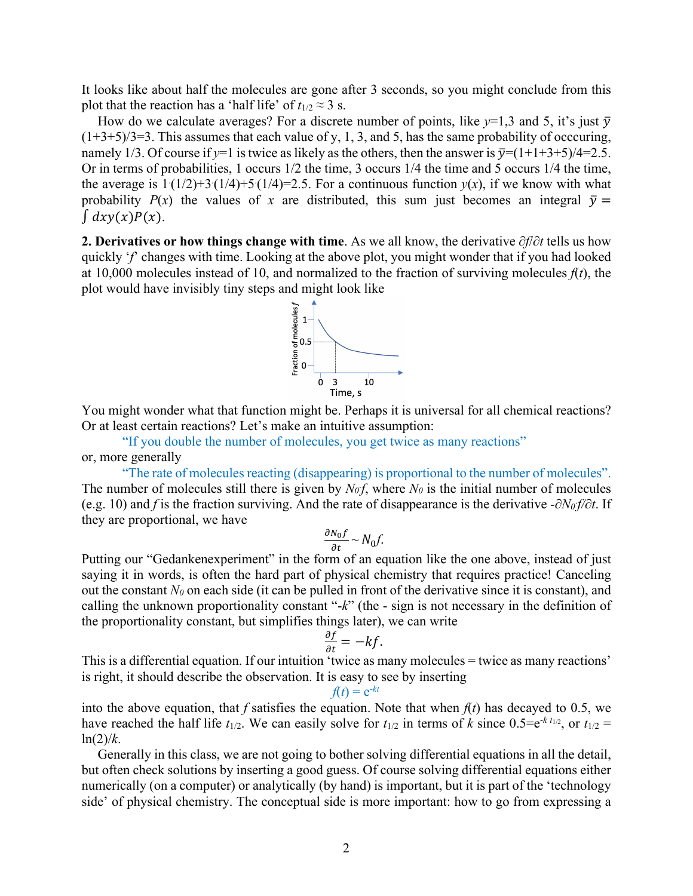It looks like about half the molecules are gone after 3 seconds, so you might conclude from this plot that the reaction has a 'half life' of $t_{1/2} \approx 3$ s.

How do we calculate averages? For a discrete number of points, like $y$=1,3 and 5, it's just $\bar{y}$ (1+3+5)/3=3. This assumes that each value of y, 1, 3, and 5, has the same probability of occcuring, namely 1/3. Of course if $y$=1 is twice as likely as the others, then the answer is $\bar{y}$=(1+1+3+5)/4=2.5. Or in terms of probabilities, 1 occurs 1/2 the time, 3 occurs 1/4 the time and 5 occurs 1/4 the time, the average is $1\cdot(1/2)+3\cdot(1/4)+5\cdot(1/4)=2.5$. For a continuous function $y(x)$, if we know with what probability $P(x)$ the values of $x$ are distributed, this sum just becomes an integral $\bar{y} = \int dx y(x) P(x)$.

**2. Derivatives or how things change with time**. As we all know, the derivative $\partial f/\partial t$ tells us how quickly '$f$' changes with time. Looking at the above plot, you might wonder that if you had looked at 10,000 molecules instead of 10, and normalized to the fraction of surviving molecules $f(t)$, the plot would have invisibly tiny steps and might look like

Fraction of molecules $f$

1

0.5

0

0 3 10

Time, s

You might wonder what that function might be. Perhaps it is universal for all chemical reactions? Or at least certain reactions? Let's make an intuitive assumption:

"If you double the number of molecules, you get twice as many reactions"

or, more generally

"The rate of molecules reacting (disappearing) is proportional to the number of molecules".

The number of molecules still there is given by $N_0 \cdot f$, where $N_0$ is the initial number of molecules (e.g. 10) and $f$ is the fraction surviving. And the rate of disappearance is the derivative $-\partial N_0 f/\partial t$. If they are proportional, we have

$$\frac{\partial N_0 f}{\partial t} \sim N_0 f.$$

Putting our "Gedankenexperiment" in the form of an equation like the one above, instead of just saying it in words, is often the hard part of physical chemistry that requires practice! Canceling out the constant $N_0$ on each side (it can be pulled in front of the derivative since it is constant), and calling the unknown proportionality constant "$-k$" (the - sign is not necessary in the definition of the proportionality constant, but simplifies things later), we can write

$$\frac{\partial f}{\partial t} = -kf.$$

This is a differential equation. If our intuition 'twice as many molecules = twice as many reactions' is right, it should describe the observation. It is easy to see by inserting

$$f(t) = e^{-kt}$$

into the above equation, that $f$ satisfies the equation. Note that when $f(t)$ has decayed to 0.5, we have reached the half life $t_{1/2}$. We can easily solve for $t_{1/2}$ in terms of $k$ since $0.5=e^{-k\, t_{1/2}}$, or $t_{1/2} = \ln(2)/k$.

Generally in this class, we are not going to bother solving differential equations in all the detail, but often check solutions by inserting a good guess. Of course solving differential equations either numerically (on a computer) or analytically (by hand) is important, but it is part of the 'technology side' of physical chemistry. The conceptual side is more important: how to go from expressing a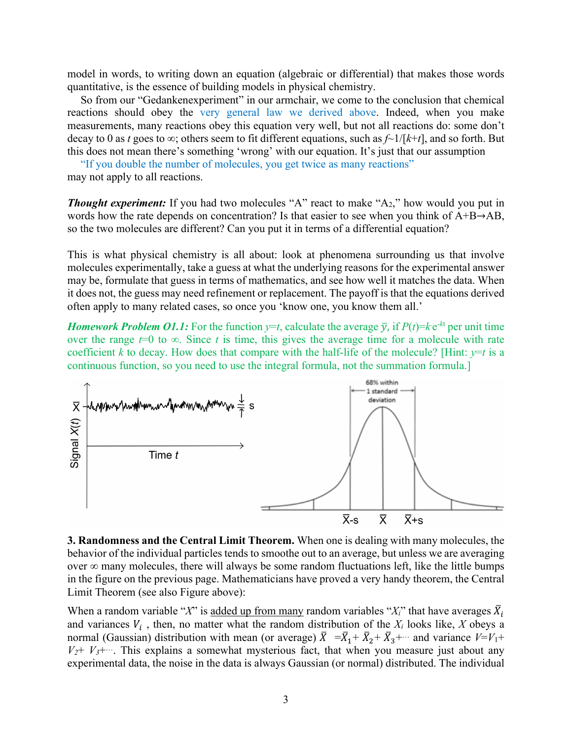model in words, to writing down an equation (algebraic or differential) that makes those words quantitative, is the essence of building models in physical chemistry.

So from our "Gedankenexperiment" in our armchair, we come to the conclusion that chemical reactions should obey the very general law we derived above. Indeed, when you make measurements, many reactions obey this equation very well, but not all reactions do: some don't decay to 0 as $t$ goes to $\infty$; others seem to fit different equations, such as $f \sim 1/[k+t]$, and so forth. But this does not mean there's something 'wrong' with our equation. It's just that our assumption

"If you double the number of molecules, you get twice as many reactions"

may not apply to all reactions.

***Thought experiment:*** If you had two molecules "A" react to make "$A_2$," how would you put in words how the rate depends on concentration? Is that easier to see when you think of A+B→AB, so the two molecules are different? Can you put it in terms of a differential equation?

This is what physical chemistry is all about: look at phenomena surrounding us that involve molecules experimentally, take a guess at what the underlying reasons for the experimental answer may be, formulate that guess in terms of mathematics, and see how well it matches the data. When it does not, the guess may need refinement or replacement. The payoff is that the equations derived often apply to many related cases, so once you 'know one, you know them all.'

***Homework Problem O1.1:*** For the function $y=t$, calculate the average $\bar{y}$, if $P(t)=k \cdot e^{-kt}$ per unit time over the range $t=0$ to $\infty$. Since $t$ is time, this gives the average time for a molecule with rate coefficient $k$ to decay. How does that compare with the half-life of the molecule? [Hint: $y=t$ is a continuous function, so you need to use the integral formula, not the summation formula.]

Signal $X(t)$

$\bar{X}$

s

Time $t$

68% within 1 standard deviation

$\bar{X}$-s

$\bar{X}$

$\bar{X}$+s

**3. Randomness and the Central Limit Theorem.** When one is dealing with many molecules, the behavior of the individual particles tends to smoothe out to an average, but unless we are averaging over $\infty$ many molecules, there will always be some random fluctuations left, like the little bumps in the figure on the previous page. Mathematicians have proved a very handy theorem, the Central Limit Theorem (see also Figure above):

When a random variable "$X$" is <u>added up from many</u> random variables "$X_i$" that have averages $\bar{X}_i$ and variances $V_i$ , then, no matter what the random distribution of the $X_i$ looks like, $X$ obeys a normal (Gaussian) distribution with mean (or average) $\bar{X} = \bar{X}_1 + \bar{X}_2 + \bar{X}_3 + \cdots$ and variance $V = V_1 + V_2 + V_3 + \cdots$. This explains a somewhat mysterious fact, that when you measure just about any experimental data, the noise in the data is always Gaussian (or normal) distributed. The individual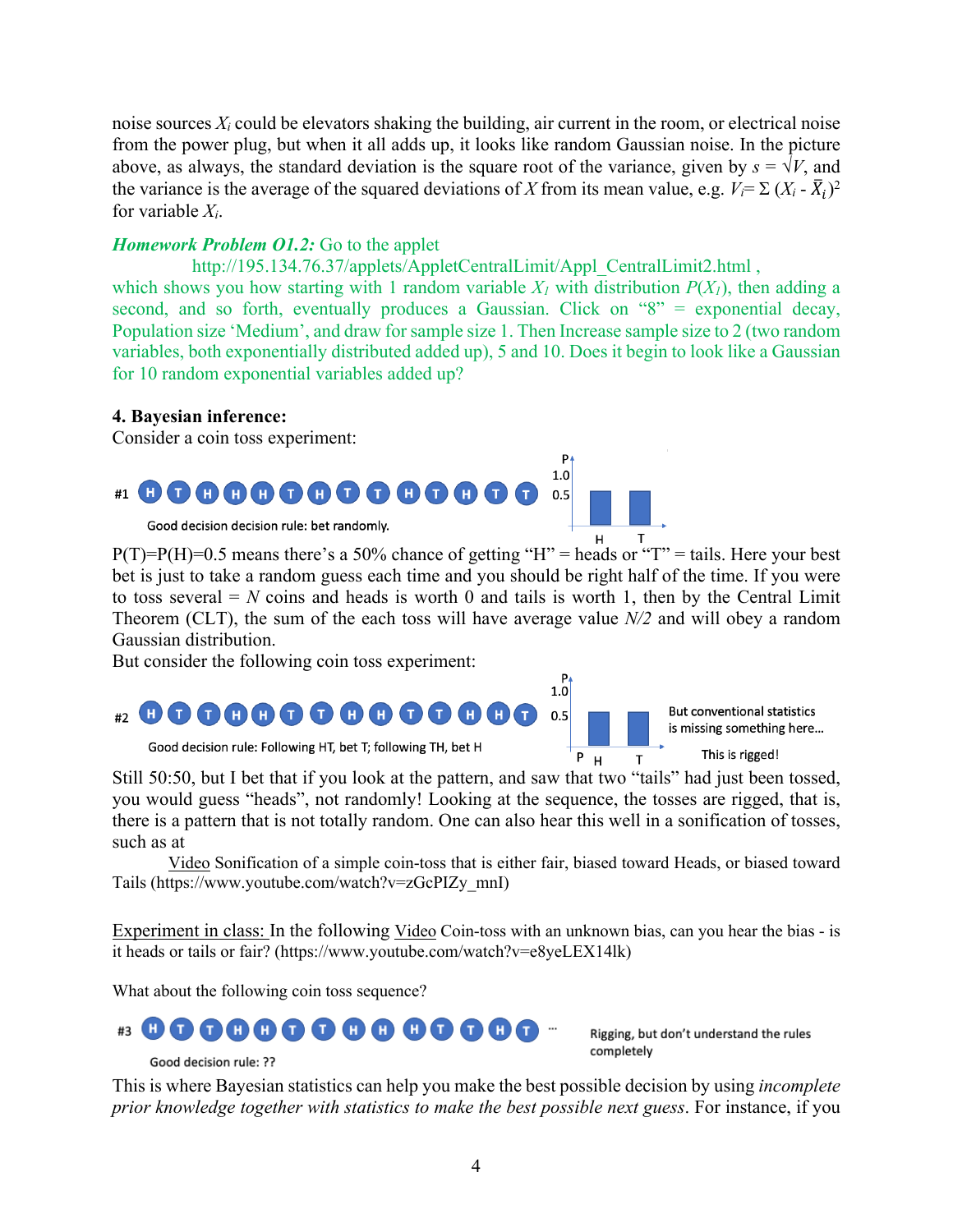noise sources $X_i$ could be elevators shaking the building, air current in the room, or electrical noise from the power plug, but when it all adds up, it looks like random Gaussian noise. In the picture above, as always, the standard deviation is the square root of the variance, given by $s = \sqrt{V}$, and the variance is the average of the squared deviations of $X$ from its mean value, e.g. $V_i = \Sigma (X_i - \bar{X}_i)^2$ for variable $X_i$.

***Homework Problem O1.2:*** Go to the applet http://195.134.76.37/applets/AppletCentralLimit/Appl_CentralLimit2.html , which shows you how starting with 1 random variable $X_1$ with distribution $P(X_1)$, then adding a second, and so forth, eventually produces a Gaussian. Click on "8" = exponential decay, Population size 'Medium', and draw for sample size 1. Then Increase sample size to 2 (two random variables, both exponentially distributed added up), 5 and 10. Does it begin to look like a Gaussian for 10 random exponential variables added up?

**4. Bayesian inference:**

Consider a coin toss experiment:

#1 H T H H H T H T T H T H T T

Good decision decision rule: bet randomly.

P
1.0
0.5
H T

P(T)=P(H)=0.5 means there's a 50% chance of getting "H" = heads or "T" = tails. Here your best bet is just to take a random guess each time and you should be right half of the time. If you were to toss several = $N$ coins and heads is worth 0 and tails is worth 1, then by the Central Limit Theorem (CLT), the sum of the each toss will have average value $N/2$ and will obey a random Gaussian distribution.

But consider the following coin toss experiment:

#2 H T T H H T T H H T T H H T

Good decision rule: Following HT, bet T; following TH, bet H

P
1.0
0.5
P H T

But conventional statistics is missing something here…

This is rigged!

Still 50:50, but I bet that if you look at the pattern, and saw that two "tails" had just been tossed, you would guess "heads", not randomly! Looking at the sequence, the tosses are rigged, that is, there is a pattern that is not totally random. One can also hear this well in a sonification of tosses, such as at

<u>Video</u> Sonification of a simple coin-toss that is either fair, biased toward Heads, or biased toward Tails (https://www.youtube.com/watch?v=zGcPIZy_mnI)

<u>Experiment in class:</u> In the following <u>Video</u> Coin-toss with an unknown bias, can you hear the bias - is it heads or tails or fair? (https://www.youtube.com/watch?v=e8yeLEX14lk)

What about the following coin toss sequence?

#3 H T T H H T T H H H T T H T …

Good decision rule: ??

Rigging, but don't understand the rules completely

This is where Bayesian statistics can help you make the best possible decision by using *incomplete prior knowledge together with statistics to make the best possible next guess*. For instance, if you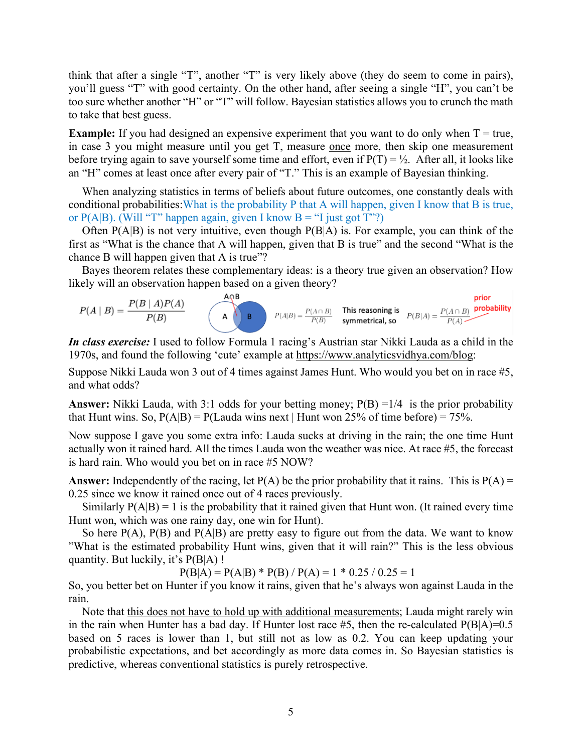think that after a single "T", another "T" is very likely above (they do seem to come in pairs), you'll guess "T" with good certainty. On the other hand, after seeing a single "H", you can't be too sure whether another "H" or "T" will follow. Bayesian statistics allows you to crunch the math to take that best guess.

**Example:** If you had designed an expensive experiment that you want to do only when T = true, in case 3 you might measure until you get T, measure once more, then skip one measurement before trying again to save yourself some time and effort, even if P(T) = ½. After all, it looks like an "H" comes at least once after every pair of "T." This is an example of Bayesian thinking.

When analyzing statistics in terms of beliefs about future outcomes, one constantly deals with conditional probabilities: What is the probability P that A will happen, given I know that B is true, or P(A|B). (Will "T" happen again, given I know B = "I just got T"?)

Often P(A|B) is not very intuitive, even though P(B|A) is. For example, you can think of the first as "What is the chance that A will happen, given that B is true" and the second "What is the chance B will happen given that A is true"?

Bayes theorem relates these complementary ideas: is a theory true given an observation? How likely will an observation happen based on a given theory?

$$P(A \mid B) = \frac{P(B \mid A)P(A)}{P(B)}$$

A∩B

A B

$$P(A|B) = \frac{P(A \cap B)}{P(B)}$$

This reasoning is symmetrical, so

$$P(B|A) = \frac{P(A \cap B)}{P(A)}$$

prior probability

***In class exercise:*** I used to follow Formula 1 racing's Austrian star Nikki Lauda as a child in the 1970s, and found the following 'cute' example at https://www.analyticsvidhya.com/blog:

Suppose Nikki Lauda won 3 out of 4 times against James Hunt. Who would you bet on in race #5, and what odds?

**Answer:** Nikki Lauda, with 3:1 odds for your betting money; P(B) =1/4 is the prior probability that Hunt wins. So, P(A|B) = P(Lauda wins next | Hunt won 25% of time before) = 75%.

Now suppose I gave you some extra info: Lauda sucks at driving in the rain; the one time Hunt actually won it rained hard. All the times Lauda won the weather was nice. At race #5, the forecast is hard rain. Who would you bet on in race #5 NOW?

**Answer:** Independently of the racing, let P(A) be the prior probability that it rains. This is P(A) = 0.25 since we know it rained once out of 4 races previously.

Similarly P(A|B) = 1 is the probability that it rained given that Hunt won. (It rained every time Hunt won, which was one rainy day, one win for Hunt).

So here P(A), P(B) and P(A|B) are pretty easy to figure out from the data. We want to know "What is the estimated probability Hunt wins, given that it will rain?" This is the less obvious quantity. But luckily, it's P(B|A) !

$$P(B|A) = P(A|B) * P(B) / P(A) = 1 * 0.25 / 0.25 = 1$$

So, you better bet on Hunter if you know it rains, given that he's always won against Lauda in the rain.

Note that this does not have to hold up with additional measurements; Lauda might rarely win in the rain when Hunter has a bad day. If Hunter lost race #5, then the re-calculated P(B|A)=0.5 based on 5 races is lower than 1, but still not as low as 0.2. You can keep updating your probabilistic expectations, and bet accordingly as more data comes in. So Bayesian statistics is predictive, whereas conventional statistics is purely retrospective.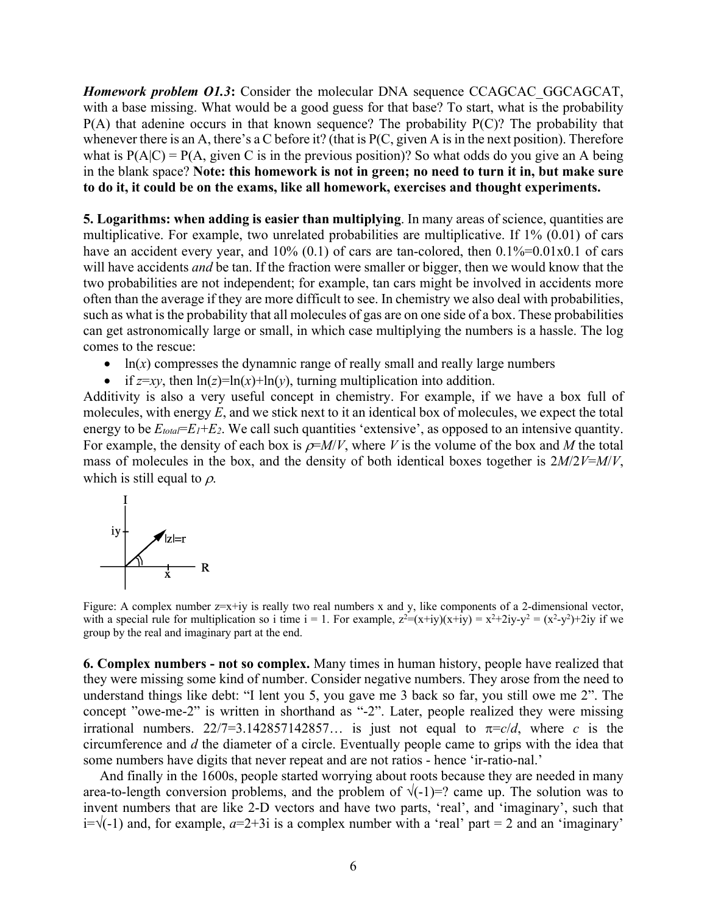***Homework problem O1.3*:** Consider the molecular DNA sequence CCAGCAC_GGCAGCAT, with a base missing. What would be a good guess for that base? To start, what is the probability P(A) that adenine occurs in that known sequence? The probability P(C)? The probability that whenever there is an A, there's a C before it? (that is P(C, given A is in the next position). Therefore what is P(A|C) = P(A, given C is in the previous position)? So what odds do you give an A being in the blank space? **Note: this homework is not in green; no need to turn it in, but make sure to do it, it could be on the exams, like all homework, exercises and thought experiments.**

**5. Logarithms: when adding is easier than multiplying**. In many areas of science, quantities are multiplicative. For example, two unrelated probabilities are multiplicative. If 1% (0.01) of cars have an accident every year, and 10% (0.1) of cars are tan-colored, then 0.1%=0.01x0.1 of cars will have accidents *and* be tan. If the fraction were smaller or bigger, then we would know that the two probabilities are not independent; for example, tan cars might be involved in accidents more often than the average if they are more difficult to see. In chemistry we also deal with probabilities, such as what is the probability that all molecules of gas are on one side of a box. These probabilities can get astronomically large or small, in which case multiplying the numbers is a hassle. The log comes to the rescue:

- $\ln(x)$ compresses the dynamnic range of really small and really large numbers
- if $z=xy$, then $\ln(z)=\ln(x)+\ln(y)$, turning multiplication into addition.

Additivity is also a very useful concept in chemistry. For example, if we have a box full of molecules, with energy $E$, and we stick next to it an identical box of molecules, we expect the total energy to be $E_{total}=E_1+E_2$. We call such quantities 'extensive', as opposed to an intensive quantity. For example, the density of each box is $\rho=M/V$, where $V$ is the volume of the box and $M$ the total mass of molecules in the box, and the density of both identical boxes together is $2M/2V=M/V$, which is still equal to $\rho$.

I
iy
|z|=r
x
R

Figure: A complex number z=x+iy is really two real numbers x and y, like components of a 2-dimensional vector, with a special rule for multiplication so i time i = 1. For example, $z^2=(x+iy)(x+iy) = x^2+2iy-y^2 = (x^2-y^2)+2iy$ if we group by the real and imaginary part at the end.

**6. Complex numbers - not so complex.** Many times in human history, people have realized that they were missing some kind of number. Consider negative numbers. They arose from the need to understand things like debt: "I lent you 5, you gave me 3 back so far, you still owe me 2". The concept "owe-me-2" is written in shorthand as "-2". Later, people realized they were missing irrational numbers. 22/7=3.142857142857… is just not equal to $\pi=c/d$, where $c$ is the circumference and $d$ the diameter of a circle. Eventually people came to grips with the idea that some numbers have digits that never repeat and are not ratios - hence 'ir-ratio-nal.'

And finally in the 1600s, people started worrying about roots because they are needed in many area-to-length conversion problems, and the problem of $\sqrt{(-1)}$=? came up. The solution was to invent numbers that are like 2-D vectors and have two parts, 'real', and 'imaginary', such that $i=\sqrt{(-1)}$ and, for example, $a=2+3i$ is a complex number with a 'real' part = 2 and an 'imaginary'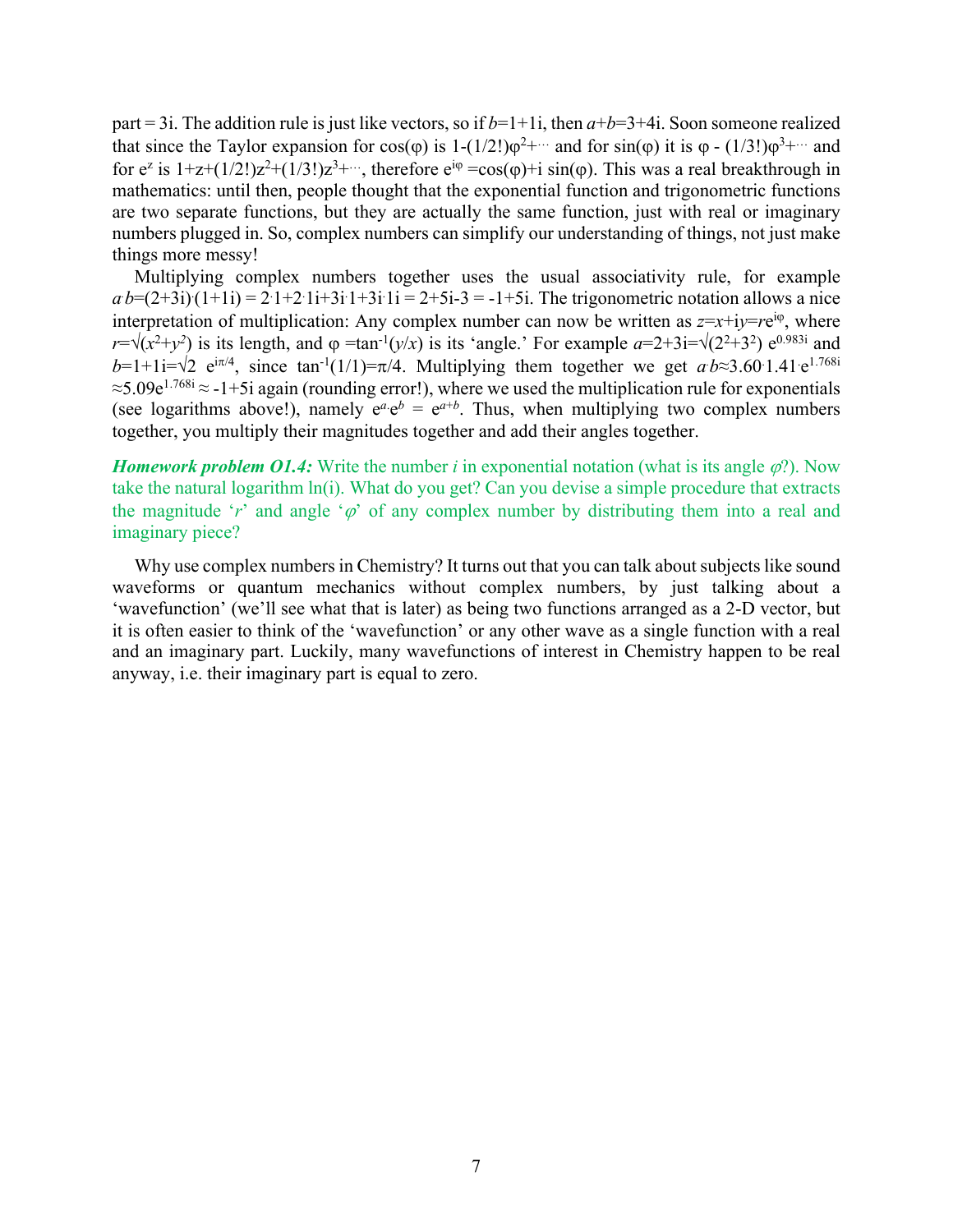part = 3i. The addition rule is just like vectors, so if $b$=1+1i, then $a+b$=3+4i. Soon someone realized that since the Taylor expansion for cos(φ) is $1-(1/2!)\varphi^2+\cdots$ and for sin(φ) it is $\varphi - (1/3!)\varphi^3+\cdots$ and for $e^z$ is $1+z+(1/2!)z^2+(1/3!)z^3+\cdots$, therefore $e^{i\varphi} = \cos(\varphi)+i\sin(\varphi)$. This was a real breakthrough in mathematics: until then, people thought that the exponential function and trigonometric functions are two separate functions, but they are actually the same function, just with real or imaginary numbers plugged in. So, complex numbers can simplify our understanding of things, not just make things more messy!

Multiplying complex numbers together uses the usual associativity rule, for example $a\cdot b=(2+3i)\cdot(1+1i) = 2\cdot 1+2\cdot 1i+3i\cdot 1+3i\cdot 1i = 2+5i-3 = -1+5i$. The trigonometric notation allows a nice interpretation of multiplication: Any complex number can now be written as $z=x+iy=re^{i\varphi}$, where $r=\sqrt{(x^2+y^2)}$ is its length, and $\varphi = \tan^{-1}(y/x)$ is its 'angle.' For example $a=2+3i=\sqrt{(2^2+3^2)}\, e^{0.983i}$ and $b=1+1i=\sqrt{2}\, e^{i\pi/4}$, since $\tan^{-1}(1/1)=\pi/4$. Multiplying them together we get $a\cdot b\approx 3.60\cdot 1.41\cdot e^{1.768i} \approx 5.09e^{1.768i} \approx -1+5i$ again (rounding error!), where we used the multiplication rule for exponentials (see logarithms above!), namely $e^a\cdot e^b = e^{a+b}$. Thus, when multiplying two complex numbers together, you multiply their magnitudes together and add their angles together.

***Homework problem O1.4:*** Write the number $i$ in exponential notation (what is its angle $\varphi$?). Now take the natural logarithm ln(i). What do you get? Can you devise a simple procedure that extracts the magnitude '$r$' and angle '$\varphi$' of any complex number by distributing them into a real and imaginary piece?

Why use complex numbers in Chemistry? It turns out that you can talk about subjects like sound waveforms or quantum mechanics without complex numbers, by just talking about a 'wavefunction' (we'll see what that is later) as being two functions arranged as a 2-D vector, but it is often easier to think of the 'wavefunction' or any other wave as a single function with a real and an imaginary part. Luckily, many wavefunctions of interest in Chemistry happen to be real anyway, i.e. their imaginary part is equal to zero.